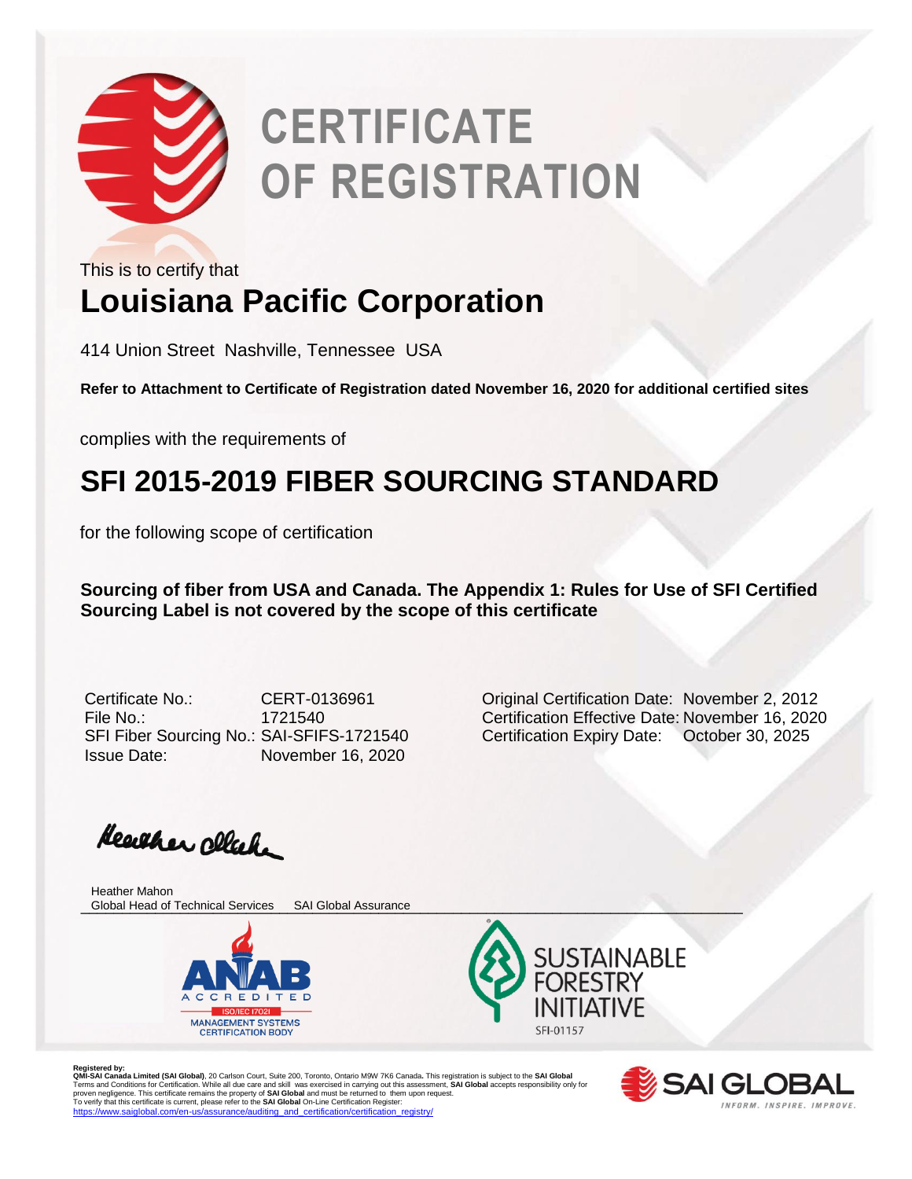# CERTIFICATE OF REGISTRATION

This is to certify that

## Louisiana Pacific Corporation

414 Union Street Nashville, Tennessee USA

**Refer to Attachment to Certificate of Registration dated November 16, 2020 for additional certified sites**

complies with the requirements of

## SFI 2015-2019 FIBER SOURCING STANDARD

for the following scope of certification

**Sourcing of fiber from USA and Canada. The Appendix 1: Rules for Use of SFI Certified Sourcing Label is not covered by the scope of this certificate**

| | | | |
|---|---|---|---|
| Certificate No.: | CERT-0136961 | Original Certification Date: | November 2, 2012 |
| File No.: | 1721540 | Certification Effective Date: | November 16, 2020 |
| SFI Fiber Sourcing No.: | SAI-SFIFS-1721540 | Certification Expiry Date: | October 30, 2025 |
| Issue Date: | November 16, 2020 | | |

Heather Mahon
Global Head of Technical Services SAI Global Assurance

ANAB ACCREDITED ISO/IEC 17021 MANAGEMENT SYSTEMS CERTIFICATION BODY

SUSTAINABLE FORESTRY INITIATIVE SFI-01157

**Registered by:**
**QMI-SAI Canada Limited (SAI Global)**, 20 Carlson Court, Suite 200, Toronto, Ontario M9W 7K6 Canada. This registration is subject to the **SAI Global** Terms and Conditions for Certification. While all due care and skill was exercised in carrying out this assessment, **SAI Global** accepts responsibility only for proven negligence. This certificate remains the property of **SAI Global** and must be returned to them upon request.
To verify that this certificate is current, please refer to the **SAI Global** On-Line Certification Register:
https://www.saiglobal.com/en-us/assurance/auditing_and_certification/certification_registry/

SAI GLOBAL
INFORM. INSPIRE. IMPROVE.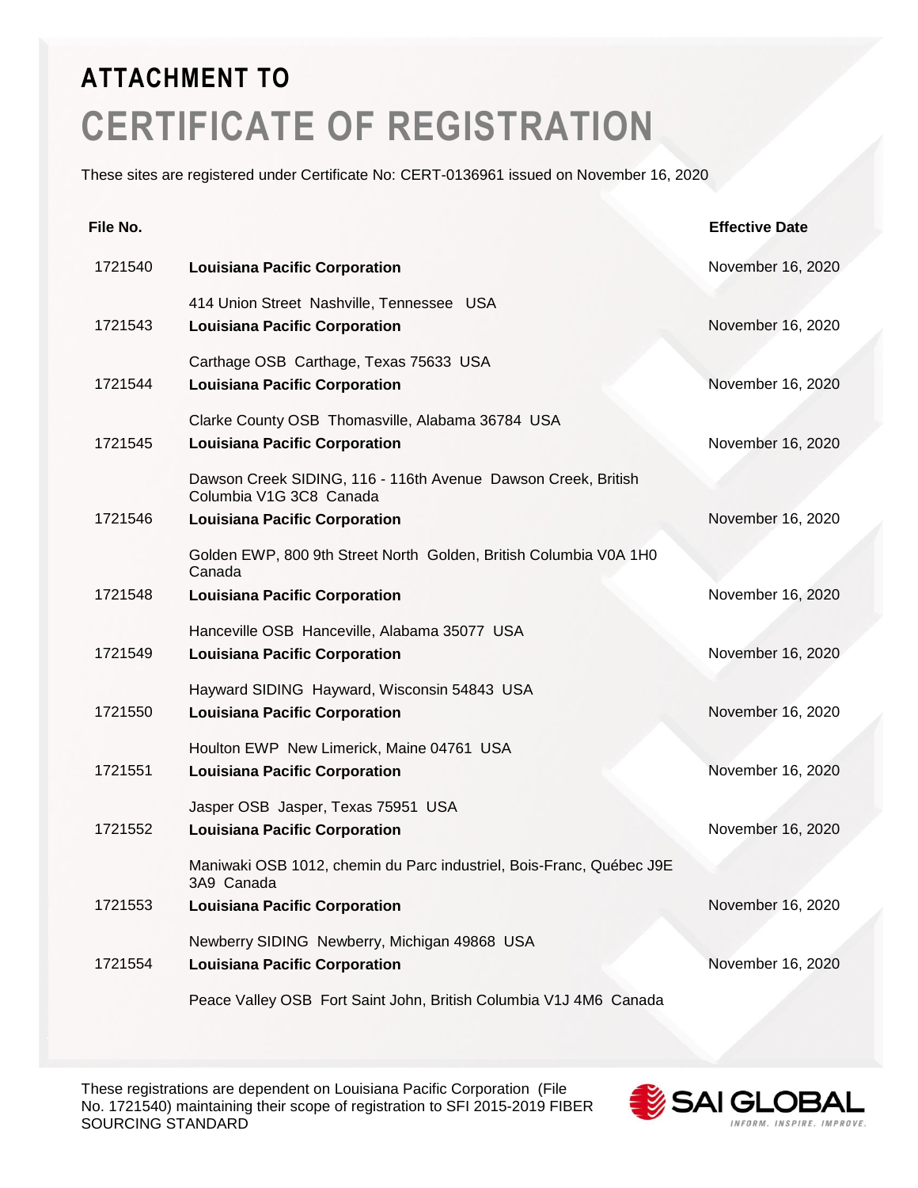# ATTACHMENT TO

# CERTIFICATE OF REGISTRATION

These sites are registered under Certificate No: CERT-0136961 issued on November 16, 2020

| File No. | | Effective Date |
|---|---|---|
| 1721540 | **Louisiana Pacific Corporation**<br>414 Union Street Nashville, Tennessee USA | November 16, 2020 |
| 1721543 | **Louisiana Pacific Corporation**<br>Carthage OSB Carthage, Texas 75633 USA | November 16, 2020 |
| 1721544 | **Louisiana Pacific Corporation**<br>Clarke County OSB Thomasville, Alabama 36784 USA | November 16, 2020 |
| 1721545 | **Louisiana Pacific Corporation**<br>Dawson Creek SIDING, 116 - 116th Avenue Dawson Creek, British Columbia V1G 3C8 Canada | November 16, 2020 |
| 1721546 | **Louisiana Pacific Corporation**<br>Golden EWP, 800 9th Street North Golden, British Columbia V0A 1H0 Canada | November 16, 2020 |
| 1721548 | **Louisiana Pacific Corporation**<br>Hanceville OSB Hanceville, Alabama 35077 USA | November 16, 2020 |
| 1721549 | **Louisiana Pacific Corporation**<br>Hayward SIDING Hayward, Wisconsin 54843 USA | November 16, 2020 |
| 1721550 | **Louisiana Pacific Corporation**<br>Houlton EWP New Limerick, Maine 04761 USA | November 16, 2020 |
| 1721551 | **Louisiana Pacific Corporation**<br>Jasper OSB Jasper, Texas 75951 USA | November 16, 2020 |
| 1721552 | **Louisiana Pacific Corporation**<br>Maniwaki OSB 1012, chemin du Parc industriel, Bois-Franc, Québec J9E 3A9 Canada | November 16, 2020 |
| 1721553 | **Louisiana Pacific Corporation**<br>Newberry SIDING Newberry, Michigan 49868 USA | November 16, 2020 |
| 1721554 | **Louisiana Pacific Corporation**<br>Peace Valley OSB Fort Saint John, British Columbia V1J 4M6 Canada | November 16, 2020 |

These registrations are dependent on Louisiana Pacific Corporation (File No. 1721540) maintaining their scope of registration to SFI 2015-2019 FIBER SOURCING STANDARD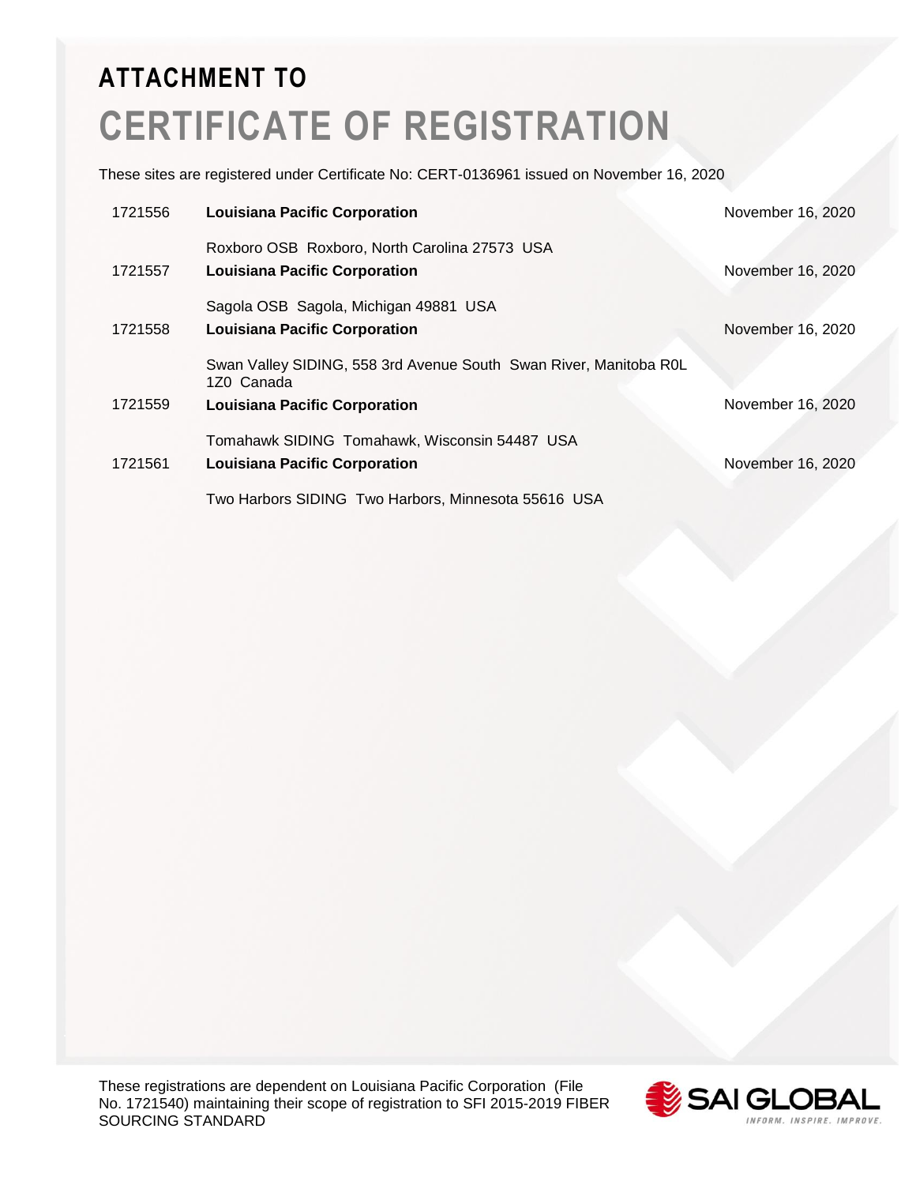## ATTACHMENT TO

# CERTIFICATE OF REGISTRATION

These sites are registered under Certificate No: CERT-0136961 issued on November 16, 2020

| | | |
|---|---|---|
| 1721556 | **Louisiana Pacific Corporation**<br>Roxboro OSB Roxboro, North Carolina 27573 USA | November 16, 2020 |
| 1721557 | **Louisiana Pacific Corporation**<br>Sagola OSB Sagola, Michigan 49881 USA | November 16, 2020 |
| 1721558 | **Louisiana Pacific Corporation**<br>Swan Valley SIDING, 558 3rd Avenue South Swan River, Manitoba R0L 1Z0 Canada | November 16, 2020 |
| 1721559 | **Louisiana Pacific Corporation**<br>Tomahawk SIDING Tomahawk, Wisconsin 54487 USA | November 16, 2020 |
| 1721561 | **Louisiana Pacific Corporation**<br>Two Harbors SIDING Two Harbors, Minnesota 55616 USA | November 16, 2020 |

These registrations are dependent on Louisiana Pacific Corporation (File No. 1721540) maintaining their scope of registration to SFI 2015-2019 FIBER SOURCING STANDARD

SAI GLOBAL
INFORM. INSPIRE. IMPROVE.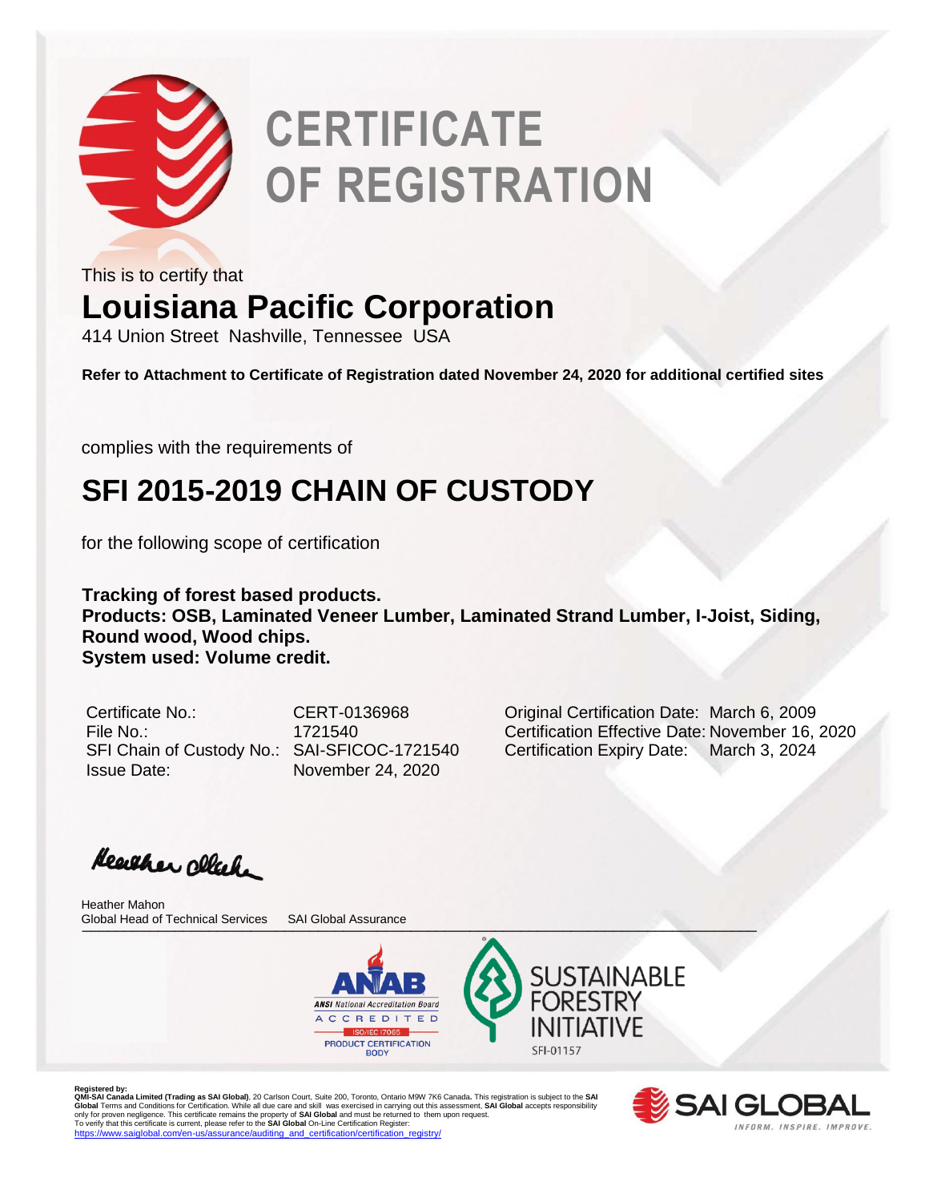# CERTIFICATE OF REGISTRATION

This is to certify that

## Louisiana Pacific Corporation

414 Union Street Nashville, Tennessee USA

**Refer to Attachment to Certificate of Registration dated November 24, 2020 for additional certified sites**

complies with the requirements of

## SFI 2015-2019 CHAIN OF CUSTODY

for the following scope of certification

**Tracking of forest based products.**
**Products: OSB, Laminated Veneer Lumber, Laminated Strand Lumber, I-Joist, Siding, Round wood, Wood chips.**
**System used: Volume credit.**

| | | | |
|---|---|---|---|
| Certificate No.: | CERT-0136968 | Original Certification Date: | March 6, 2009 |
| File No.: | 1721540 | Certification Effective Date: | November 16, 2020 |
| SFI Chain of Custody No.: | SAI-SFICOC-1721540 | Certification Expiry Date: | March 3, 2024 |
| Issue Date: | November 24, 2020 | | |

Heather Mahon
Global Head of Technical Services SAI Global Assurance

ANAB ANSI National Accreditation Board ACCREDITED ISO/IEC 17065 PRODUCT CERTIFICATION BODY

SUSTAINABLE FORESTRY INITIATIVE SFI-01157

**Registered by:**
**QMI-SAI Canada Limited (Trading as SAI Global)**, 20 Carlson Court, Suite 200, Toronto, Ontario M9W 7K6 Canada**.** This registration is subject to the **SAI Global** Terms and Conditions for Certification. While all due care and skill was exercised in carrying out this assessment, **SAI Global** accepts responsibility only for proven negligence. This certificate remains the property of **SAI Global** and must be returned to them upon request.
To verify that this certificate is current, please refer to the **SAI Global** On-Line Certification Register:
https://www.saiglobal.com/en-us/assurance/auditing_and_certification/certification_registry/

SAI GLOBAL INFORM. INSPIRE. IMPROVE.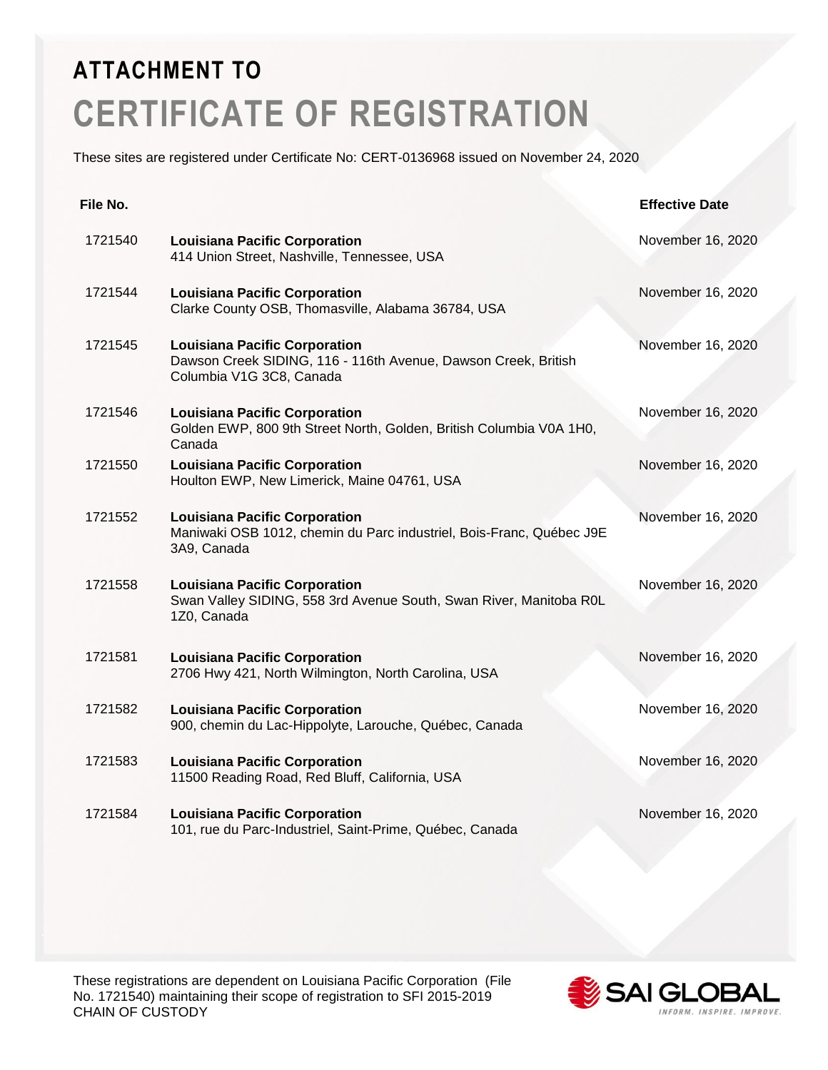## ATTACHMENT TO

# CERTIFICATE OF REGISTRATION

These sites are registered under Certificate No: CERT-0136968 issued on November 24, 2020

| File No. | | Effective Date |
|---|---|---|
| 1721540 | **Louisiana Pacific Corporation**<br>414 Union Street, Nashville, Tennessee, USA | November 16, 2020 |
| 1721544 | **Louisiana Pacific Corporation**<br>Clarke County OSB, Thomasville, Alabama 36784, USA | November 16, 2020 |
| 1721545 | **Louisiana Pacific Corporation**<br>Dawson Creek SIDING, 116 - 116th Avenue, Dawson Creek, British Columbia V1G 3C8, Canada | November 16, 2020 |
| 1721546 | **Louisiana Pacific Corporation**<br>Golden EWP, 800 9th Street North, Golden, British Columbia V0A 1H0, Canada | November 16, 2020 |
| 1721550 | **Louisiana Pacific Corporation**<br>Houlton EWP, New Limerick, Maine 04761, USA | November 16, 2020 |
| 1721552 | **Louisiana Pacific Corporation**<br>Maniwaki OSB 1012, chemin du Parc industriel, Bois-Franc, Québec J9E 3A9, Canada | November 16, 2020 |
| 1721558 | **Louisiana Pacific Corporation**<br>Swan Valley SIDING, 558 3rd Avenue South, Swan River, Manitoba R0L 1Z0, Canada | November 16, 2020 |
| 1721581 | **Louisiana Pacific Corporation**<br>2706 Hwy 421, North Wilmington, North Carolina, USA | November 16, 2020 |
| 1721582 | **Louisiana Pacific Corporation**<br>900, chemin du Lac-Hippolyte, Larouche, Québec, Canada | November 16, 2020 |
| 1721583 | **Louisiana Pacific Corporation**<br>11500 Reading Road, Red Bluff, California, USA | November 16, 2020 |
| 1721584 | **Louisiana Pacific Corporation**<br>101, rue du Parc-Industriel, Saint-Prime, Québec, Canada | November 16, 2020 |

These registrations are dependent on Louisiana Pacific Corporation (File No. 1721540) maintaining their scope of registration to SFI 2015-2019 CHAIN OF CUSTODY

SAI GLOBAL
INFORM. INSPIRE. IMPROVE.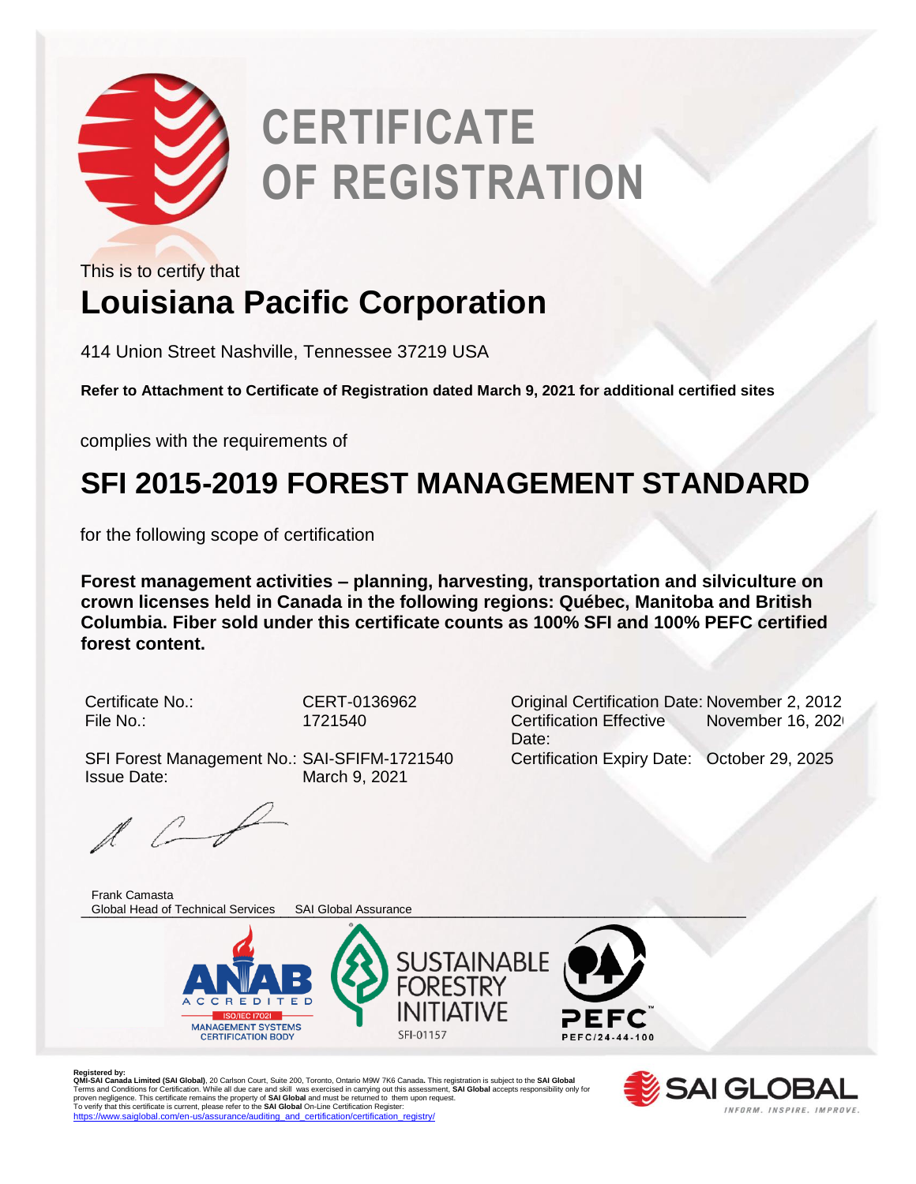# CERTIFICATE OF REGISTRATION

This is to certify that

## Louisiana Pacific Corporation

414 Union Street Nashville, Tennessee 37219 USA

**Refer to Attachment to Certificate of Registration dated March 9, 2021 for additional certified sites**

complies with the requirements of

## SFI 2015-2019 FOREST MANAGEMENT STANDARD

for the following scope of certification

**Forest management activities – planning, harvesting, transportation and silviculture on crown licenses held in Canada in the following regions: Québec, Manitoba and British Columbia. Fiber sold under this certificate counts as 100% SFI and 100% PEFC certified forest content.**

| | | | |
|---|---|---|---|
| Certificate No.: | CERT-0136962 | Original Certification Date: | November 2, 2012 |
| File No.: | 1721540 | Certification Effective Date: | November 16, 202 |
| SFI Forest Management No.: | SAI-SFIFM-1721540 | Certification Expiry Date: | October 29, 2025 |
| Issue Date: | March 9, 2021 | | |

Frank Camasta
Global Head of Technical Services SAI Global Assurance

ANAB ACCREDITED ISO/IEC 17021 MANAGEMENT SYSTEMS CERTIFICATION BODY

SUSTAINABLE FORESTRY INITIATIVE SFI-01157

PEFC PEFC/24-44-100

**Registered by:**
**QMI-SAI Canada Limited (SAI Global)**, 20 Carlson Court, Suite 200, Toronto, Ontario M9W 7K6 Canada. This registration is subject to the **SAI Global** Terms and Conditions for Certification. While all due care and skill was exercised in carrying out this assessment, **SAI Global** accepts responsibility only for proven negligence. This certificate remains the property of **SAI Global** and must be returned to them upon request.
To verify that this certificate is current, please refer to the **SAI Global** On-Line Certification Register: https://www.saiglobal.com/en-us/assurance/auditing_and_certification/certification_registry/

SAI GLOBAL INFORM. INSPIRE. IMPROVE.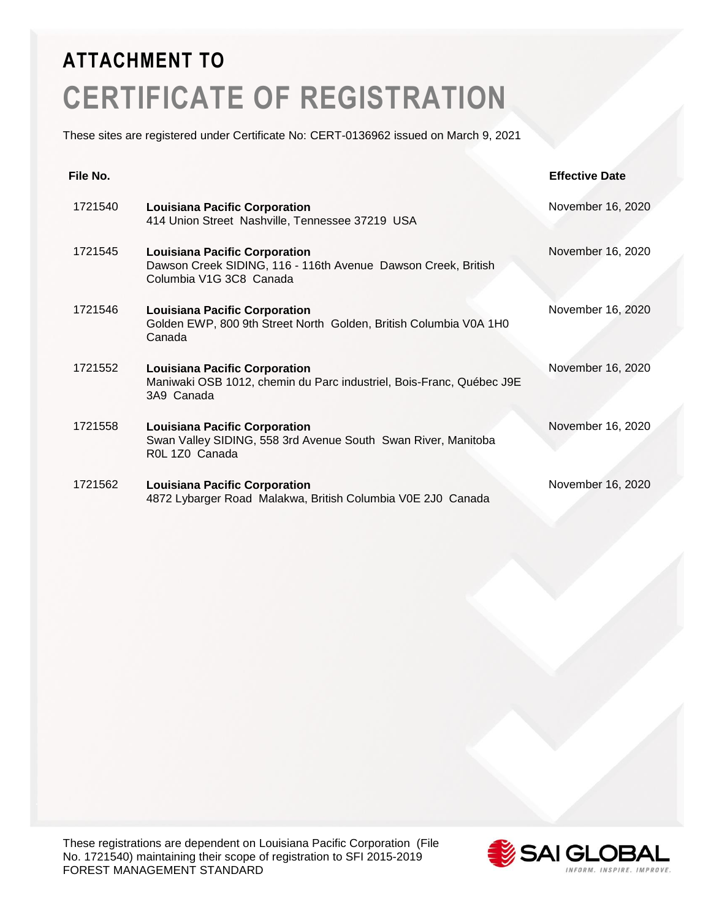# ATTACHMENT TO

# CERTIFICATE OF REGISTRATION

These sites are registered under Certificate No: CERT-0136962 issued on March 9, 2021

| File No. | | Effective Date |
|---|---|---|
| 1721540 | **Louisiana Pacific Corporation**<br>414 Union Street Nashville, Tennessee 37219 USA | November 16, 2020 |
| 1721545 | **Louisiana Pacific Corporation**<br>Dawson Creek SIDING, 116 - 116th Avenue Dawson Creek, British Columbia V1G 3C8 Canada | November 16, 2020 |
| 1721546 | **Louisiana Pacific Corporation**<br>Golden EWP, 800 9th Street North Golden, British Columbia V0A 1H0 Canada | November 16, 2020 |
| 1721552 | **Louisiana Pacific Corporation**<br>Maniwaki OSB 1012, chemin du Parc industriel, Bois-Franc, Québec J9E 3A9 Canada | November 16, 2020 |
| 1721558 | **Louisiana Pacific Corporation**<br>Swan Valley SIDING, 558 3rd Avenue South Swan River, Manitoba R0L 1Z0 Canada | November 16, 2020 |
| 1721562 | **Louisiana Pacific Corporation**<br>4872 Lybarger Road Malakwa, British Columbia V0E 2J0 Canada | November 16, 2020 |

These registrations are dependent on Louisiana Pacific Corporation (File No. 1721540) maintaining their scope of registration to SFI 2015-2019 FOREST MANAGEMENT STANDARD

SAI GLOBAL
INFORM. INSPIRE. IMPROVE.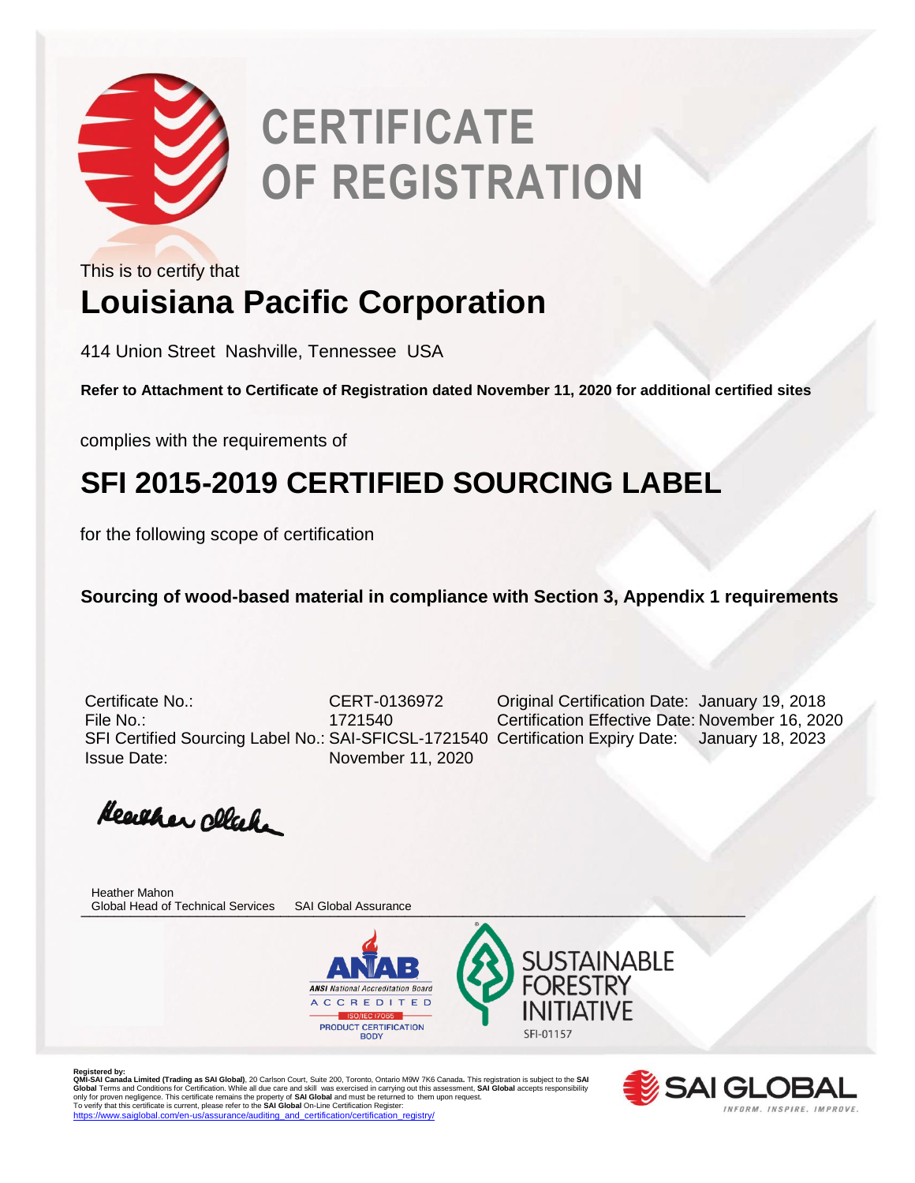# CERTIFICATE OF REGISTRATION

This is to certify that

## Louisiana Pacific Corporation

414 Union Street Nashville, Tennessee USA

**Refer to Attachment to Certificate of Registration dated November 11, 2020 for additional certified sites**

complies with the requirements of

## SFI 2015-2019 CERTIFIED SOURCING LABEL

for the following scope of certification

**Sourcing of wood-based material in compliance with Section 3, Appendix 1 requirements**

| | | | |
|---|---|---|---|
| Certificate No.: | CERT-0136972 | Original Certification Date: | January 19, 2018 |
| File No.: | 1721540 | Certification Effective Date: | November 16, 2020 |
| SFI Certified Sourcing Label No.: | SAI-SFICSL-1721540 | Certification Expiry Date: | January 18, 2023 |
| Issue Date: | November 11, 2020 | | |

Heather Mahon
Global Head of Technical Services SAI Global Assurance

ANAB ANSI National Accreditation Board ACCREDITED ISO/IEC 17065 PRODUCT CERTIFICATION BODY

SUSTAINABLE FORESTRY INITIATIVE SFI-01157

**Registered by:**
**QMI-SAI Canada Limited (Trading as SAI Global)**, 20 Carlson Court, Suite 200, Toronto, Ontario M9W 7K6 Canada**.** This registration is subject to the **SAI Global** Terms and Conditions for Certification. While all due care and skill was exercised in carrying out this assessment, **SAI Global** accepts responsibility only for proven negligence. This certificate remains the property of **SAI Global** and must be returned to them upon request.
To verify that this certificate is current, please refer to the **SAI Global** On-Line Certification Register:
https://www.saiglobal.com/en-us/assurance/auditing_and_certification/certification_registry/

SAI GLOBAL INFORM. INSPIRE. IMPROVE.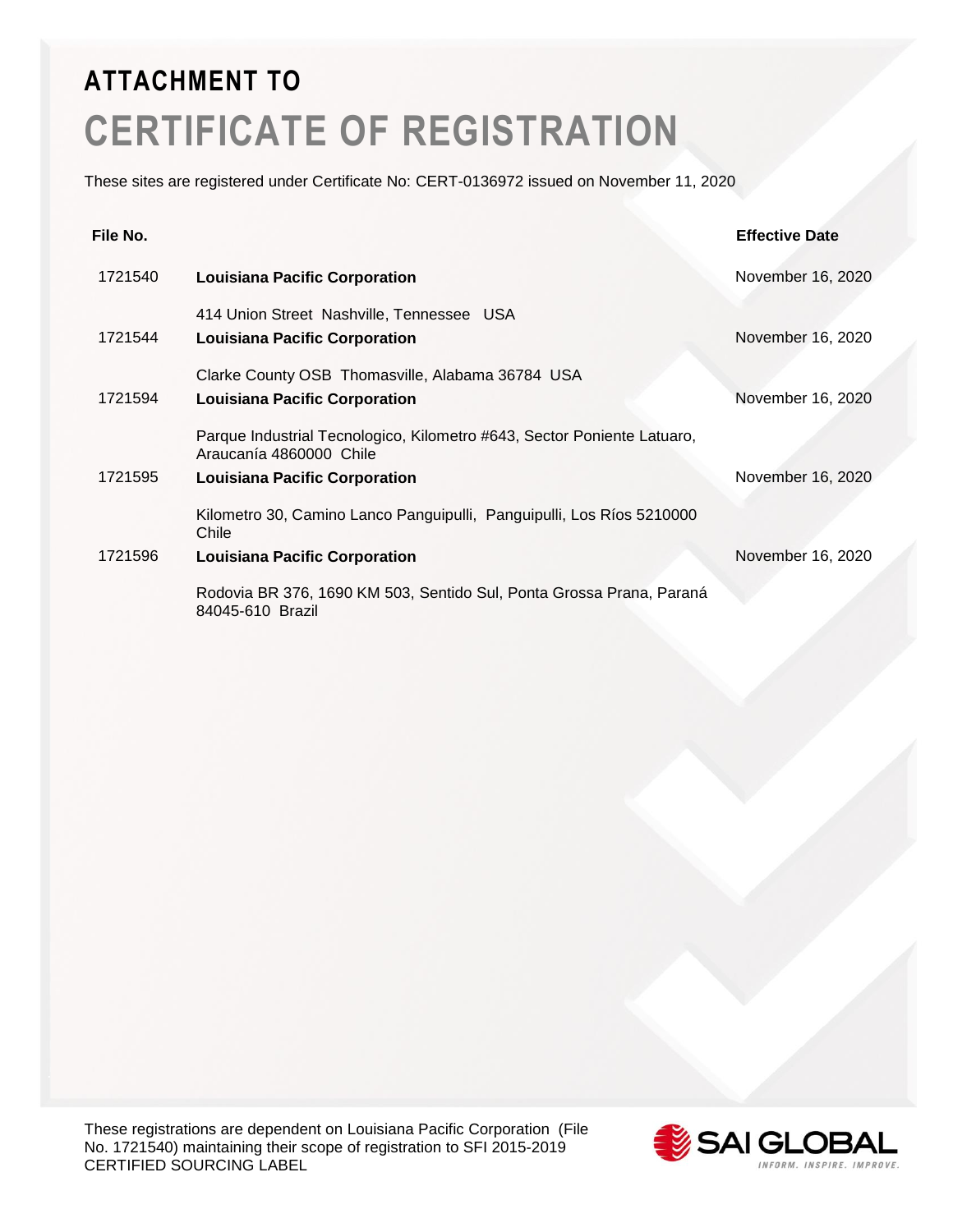# ATTACHMENT TO

# CERTIFICATE OF REGISTRATION

These sites are registered under Certificate No: CERT-0136972 issued on November 11, 2020

| File No. | | Effective Date |
| --- | --- | --- |
| 1721540 | **Louisiana Pacific Corporation**<br>414 Union Street Nashville, Tennessee USA | November 16, 2020 |
| 1721544 | **Louisiana Pacific Corporation**<br>Clarke County OSB Thomasville, Alabama 36784 USA | November 16, 2020 |
| 1721594 | **Louisiana Pacific Corporation**<br>Parque Industrial Tecnologico, Kilometro #643, Sector Poniente Latuaro, Araucanía 4860000 Chile | November 16, 2020 |
| 1721595 | **Louisiana Pacific Corporation**<br>Kilometro 30, Camino Lanco Panguipulli, Panguipulli, Los Ríos 5210000 Chile | November 16, 2020 |
| 1721596 | **Louisiana Pacific Corporation**<br>Rodovia BR 376, 1690 KM 503, Sentido Sul, Ponta Grossa Prana, Paraná 84045-610 Brazil | November 16, 2020 |

These registrations are dependent on Louisiana Pacific Corporation (File No. 1721540) maintaining their scope of registration to SFI 2015-2019 CERTIFIED SOURCING LABEL

SAI GLOBAL
INFORM. INSPIRE. IMPROVE.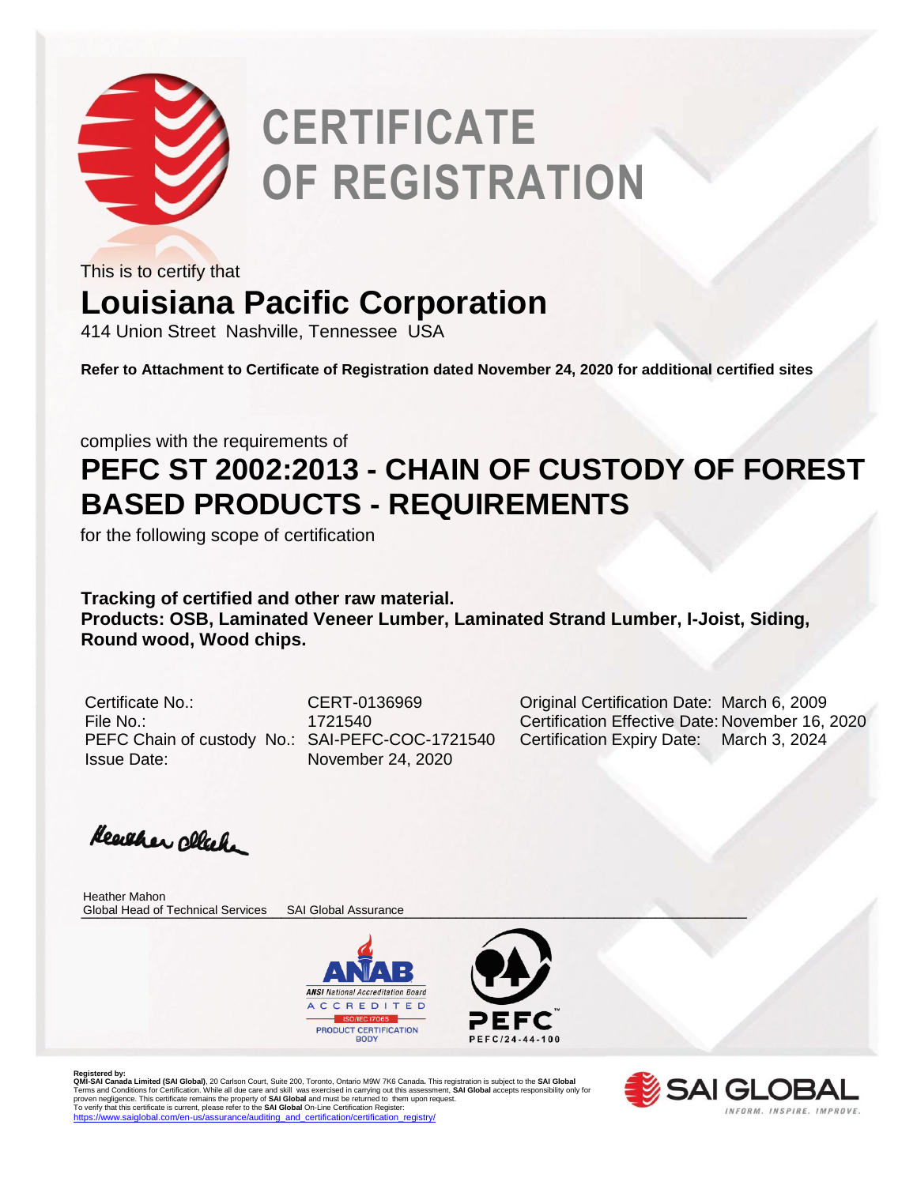# CERTIFICATE OF REGISTRATION

This is to certify that

## Louisiana Pacific Corporation

414 Union Street Nashville, Tennessee USA

**Refer to Attachment to Certificate of Registration dated November 24, 2020 for additional certified sites**

complies with the requirements of

## PEFC ST 2002:2013 - CHAIN OF CUSTODY OF FOREST BASED PRODUCTS - REQUIREMENTS

for the following scope of certification

**Tracking of certified and other raw material.**
**Products: OSB, Laminated Veneer Lumber, Laminated Strand Lumber, I-Joist, Siding, Round wood, Wood chips.**

| | | | |
|---|---|---|---|
| Certificate No.: | CERT-0136969 | Original Certification Date: | March 6, 2009 |
| File No.: | 1721540 | Certification Effective Date: | November 16, 2020 |
| PEFC Chain of custody No.: | SAI-PEFC-COC-1721540 | Certification Expiry Date: | March 3, 2024 |
| Issue Date: | November 24, 2020 | | |

Heather Mahon
Global Head of Technical Services SAI Global Assurance

ANAB ANSI National Accreditation Board ACCREDITED ISO/IEC 17065 PRODUCT CERTIFICATION BODY

PEFC PEFC/24-44-100

**Registered by:**
**QMI-SAI Canada Limited (SAI Global)**, 20 Carlson Court, Suite 200, Toronto, Ontario M9W 7K6 Canada. This registration is subject to the **SAI Global** Terms and Conditions for Certification. While all due care and skill was exercised in carrying out this assessment, **SAI Global** accepts responsibility only for proven negligence. This certificate remains the property of **SAI Global** and must be returned to them upon request.
To verify that this certificate is current, please refer to the **SAI Global** On-Line Certification Register:
https://www.saiglobal.com/en-us/assurance/auditing_and_certification/certification_registry/

SAI GLOBAL INFORM. INSPIRE. IMPROVE.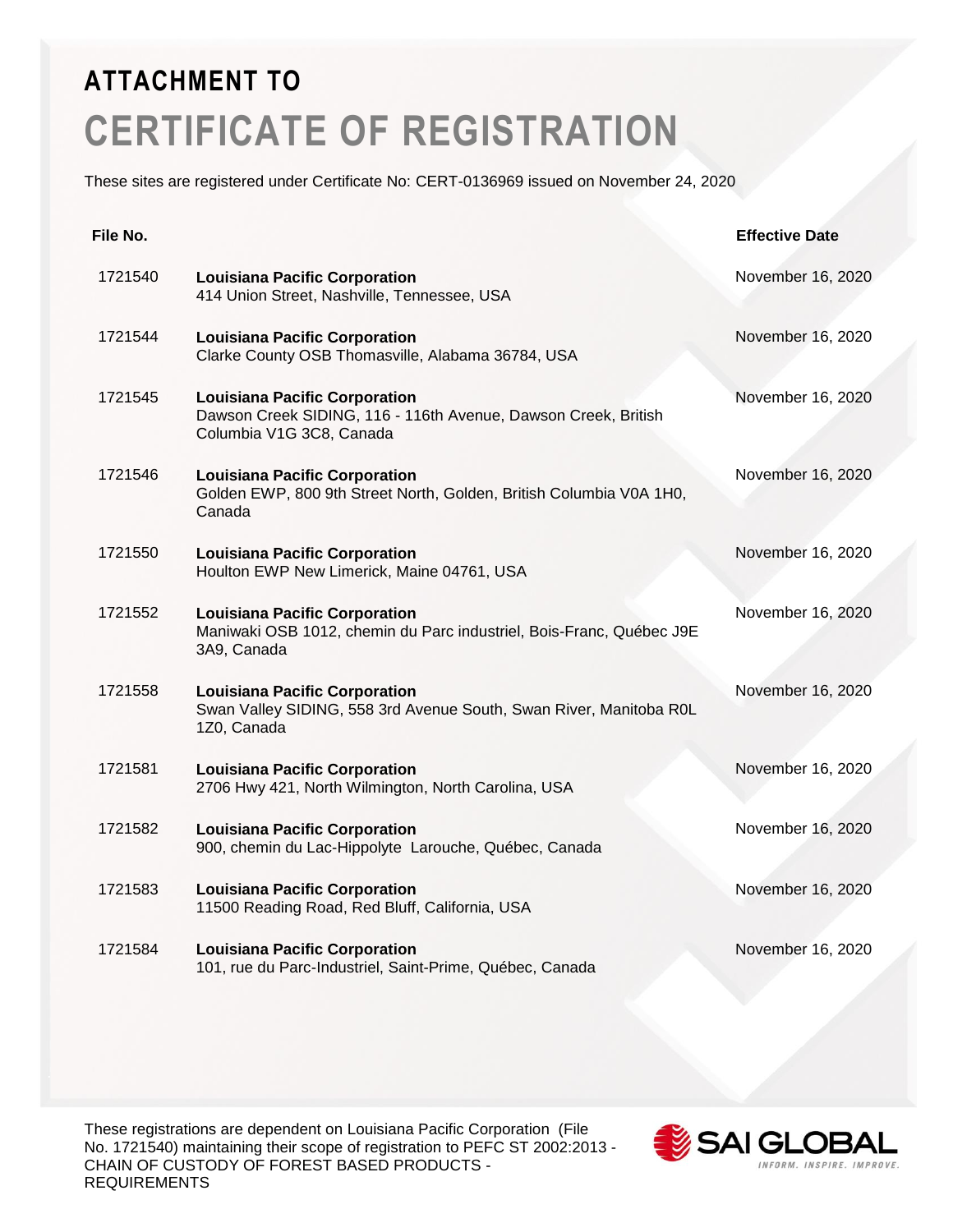## ATTACHMENT TO

# CERTIFICATE OF REGISTRATION

These sites are registered under Certificate No: CERT-0136969 issued on November 24, 2020

| File No. | | Effective Date |
|---|---|---|
| 1721540 | **Louisiana Pacific Corporation**<br>414 Union Street, Nashville, Tennessee, USA | November 16, 2020 |
| 1721544 | **Louisiana Pacific Corporation**<br>Clarke County OSB Thomasville, Alabama 36784, USA | November 16, 2020 |
| 1721545 | **Louisiana Pacific Corporation**<br>Dawson Creek SIDING, 116 - 116th Avenue, Dawson Creek, British Columbia V1G 3C8, Canada | November 16, 2020 |
| 1721546 | **Louisiana Pacific Corporation**<br>Golden EWP, 800 9th Street North, Golden, British Columbia V0A 1H0, Canada | November 16, 2020 |
| 1721550 | **Louisiana Pacific Corporation**<br>Houlton EWP New Limerick, Maine 04761, USA | November 16, 2020 |
| 1721552 | **Louisiana Pacific Corporation**<br>Maniwaki OSB 1012, chemin du Parc industriel, Bois-Franc, Québec J9E 3A9, Canada | November 16, 2020 |
| 1721558 | **Louisiana Pacific Corporation**<br>Swan Valley SIDING, 558 3rd Avenue South, Swan River, Manitoba R0L 1Z0, Canada | November 16, 2020 |
| 1721581 | **Louisiana Pacific Corporation**<br>2706 Hwy 421, North Wilmington, North Carolina, USA | November 16, 2020 |
| 1721582 | **Louisiana Pacific Corporation**<br>900, chemin du Lac-Hippolyte Larouche, Québec, Canada | November 16, 2020 |
| 1721583 | **Louisiana Pacific Corporation**<br>11500 Reading Road, Red Bluff, California, USA | November 16, 2020 |
| 1721584 | **Louisiana Pacific Corporation**<br>101, rue du Parc-Industriel, Saint-Prime, Québec, Canada | November 16, 2020 |

These registrations are dependent on Louisiana Pacific Corporation (File No. 1721540) maintaining their scope of registration to PEFC ST 2002:2013 - CHAIN OF CUSTODY OF FOREST BASED PRODUCTS - REQUIREMENTS

SAI GLOBAL
INFORM. INSPIRE. IMPROVE.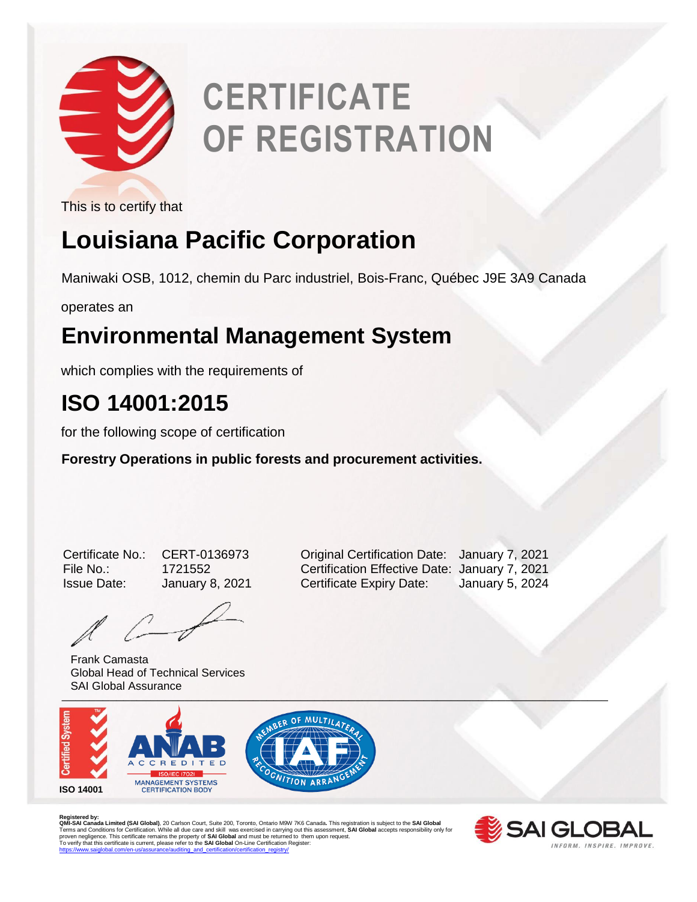# CERTIFICATE OF REGISTRATION

This is to certify that

## Louisiana Pacific Corporation

Maniwaki OSB, 1012, chemin du Parc industriel, Bois-Franc, Québec J9E 3A9 Canada

operates an

## Environmental Management System

which complies with the requirements of

## ISO 14001:2015

for the following scope of certification

**Forestry Operations in public forests and procurement activities.**

| | | | |
|---|---|---|---|
| Certificate No.: | CERT-0136973 | Original Certification Date: | January 7, 2021 |
| File No.: | 1721552 | Certification Effective Date: | January 7, 2021 |
| Issue Date: | January 8, 2021 | Certificate Expiry Date: | January 5, 2024 |

Frank Camasta
Global Head of Technical Services
SAI Global Assurance

Certified System
ISO 14001

ANAB ACCREDITED
ISO/IEC 17021
MANAGEMENT SYSTEMS CERTIFICATION BODY

MEMBER OF MULTILATERAL RECOGNITION ARRANGEMENT IAF

**Registered by:**
**QMI-SAI Canada Limited (SAI Global)**, 20 Carlson Court, Suite 200, Toronto, Ontario M9W 7K6 Canada**.** This registration is subject to the **SAI Global** Terms and Conditions for Certification. While all due care and skill was exercised in carrying out this assessment, **SAI Global** accepts responsibility only for proven negligence. This certificate remains the property of **SAI Global** and must be returned to them upon request.
To verify that this certificate is current, please refer to the **SAI Global** On-Line Certification Register: https://www.saiglobal.com/en-us/assurance/auditing_and_certification/certification_registry/

SAI GLOBAL
INFORM. INSPIRE. IMPROVE.